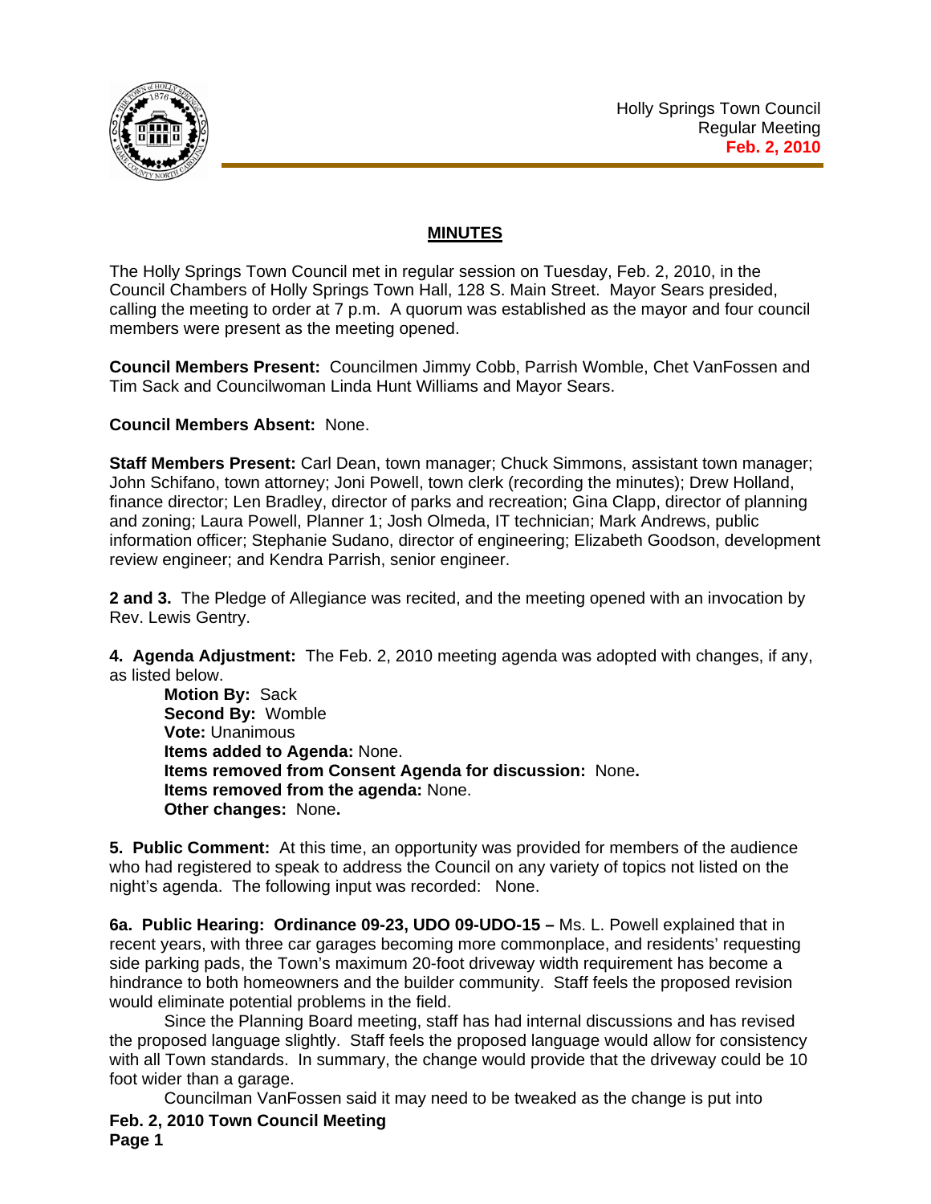Holly Springs Town Council
Regular Meeting
**Feb. 2, 2010**

## MINUTES

The Holly Springs Town Council met in regular session on Tuesday, Feb. 2, 2010, in the Council Chambers of Holly Springs Town Hall, 128 S. Main Street. Mayor Sears presided, calling the meeting to order at 7 p.m. A quorum was established as the mayor and four council members were present as the meeting opened.

**Council Members Present:** Councilmen Jimmy Cobb, Parrish Womble, Chet VanFossen and Tim Sack and Councilwoman Linda Hunt Williams and Mayor Sears.

**Council Members Absent:** None.

**Staff Members Present:** Carl Dean, town manager; Chuck Simmons, assistant town manager; John Schifano, town attorney; Joni Powell, town clerk (recording the minutes); Drew Holland, finance director; Len Bradley, director of parks and recreation; Gina Clapp, director of planning and zoning; Laura Powell, Planner 1; Josh Olmeda, IT technician; Mark Andrews, public information officer; Stephanie Sudano, director of engineering; Elizabeth Goodson, development review engineer; and Kendra Parrish, senior engineer.

**2 and 3.** The Pledge of Allegiance was recited, and the meeting opened with an invocation by Rev. Lewis Gentry.

**4. Agenda Adjustment:** The Feb. 2, 2010 meeting agenda was adopted with changes, if any, as listed below.

**Motion By:** Sack
**Second By:** Womble
**Vote:** Unanimous
**Items added to Agenda:** None.
**Items removed from Consent Agenda for discussion:** None**.**
**Items removed from the agenda:** None.
**Other changes:** None**.**

**5. Public Comment:** At this time, an opportunity was provided for members of the audience who had registered to speak to address the Council on any variety of topics not listed on the night's agenda. The following input was recorded: None.

**6a. Public Hearing: Ordinance 09-23, UDO 09-UDO-15 –** Ms. L. Powell explained that in recent years, with three car garages becoming more commonplace, and residents' requesting side parking pads, the Town's maximum 20-foot driveway width requirement has become a hindrance to both homeowners and the builder community. Staff feels the proposed revision would eliminate potential problems in the field.

Since the Planning Board meeting, staff has had internal discussions and has revised the proposed language slightly. Staff feels the proposed language would allow for consistency with all Town standards. In summary, the change would provide that the driveway could be 10 foot wider than a garage.

Councilman VanFossen said it may need to be tweaked as the change is put into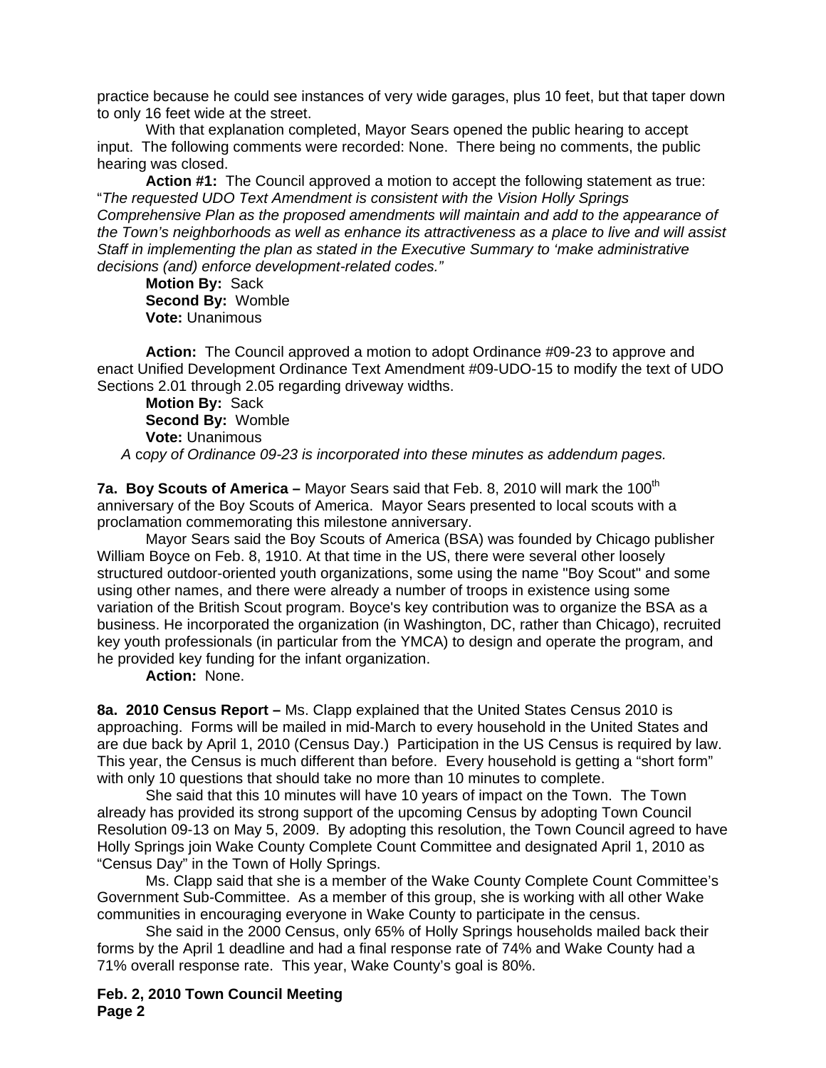practice because he could see instances of very wide garages, plus 10 feet, but that taper down to only 16 feet wide at the street.

With that explanation completed, Mayor Sears opened the public hearing to accept input. The following comments were recorded: None. There being no comments, the public hearing was closed.

**Action #1:** The Council approved a motion to accept the following statement as true: "*The requested UDO Text Amendment is consistent with the Vision Holly Springs Comprehensive Plan as the proposed amendments will maintain and add to the appearance of the Town's neighborhoods as well as enhance its attractiveness as a place to live and will assist Staff in implementing the plan as stated in the Executive Summary to 'make administrative decisions (and) enforce development-related codes."*

**Motion By:** Sack
**Second By:** Womble
**Vote:** Unanimous

**Action:** The Council approved a motion to adopt Ordinance #09-23 to approve and enact Unified Development Ordinance Text Amendment #09-UDO-15 to modify the text of UDO Sections 2.01 through 2.05 regarding driveway widths.

**Motion By:** Sack
**Second By:** Womble
**Vote:** Unanimous

*A copy of Ordinance 09-23 is incorporated into these minutes as addendum pages.*

**7a. Boy Scouts of America –** Mayor Sears said that Feb. 8, 2010 will mark the 100th anniversary of the Boy Scouts of America. Mayor Sears presented to local scouts with a proclamation commemorating this milestone anniversary.

Mayor Sears said the Boy Scouts of America (BSA) was founded by Chicago publisher William Boyce on Feb. 8, 1910. At that time in the US, there were several other loosely structured outdoor-oriented youth organizations, some using the name "Boy Scout" and some using other names, and there were already a number of troops in existence using some variation of the British Scout program. Boyce's key contribution was to organize the BSA as a business. He incorporated the organization (in Washington, DC, rather than Chicago), recruited key youth professionals (in particular from the YMCA) to design and operate the program, and he provided key funding for the infant organization.

**Action:** None.

**8a. 2010 Census Report –** Ms. Clapp explained that the United States Census 2010 is approaching. Forms will be mailed in mid-March to every household in the United States and are due back by April 1, 2010 (Census Day.) Participation in the US Census is required by law. This year, the Census is much different than before. Every household is getting a "short form" with only 10 questions that should take no more than 10 minutes to complete.

She said that this 10 minutes will have 10 years of impact on the Town. The Town already has provided its strong support of the upcoming Census by adopting Town Council Resolution 09-13 on May 5, 2009. By adopting this resolution, the Town Council agreed to have Holly Springs join Wake County Complete Count Committee and designated April 1, 2010 as "Census Day" in the Town of Holly Springs.

Ms. Clapp said that she is a member of the Wake County Complete Count Committee's Government Sub-Committee. As a member of this group, she is working with all other Wake communities in encouraging everyone in Wake County to participate in the census.

She said in the 2000 Census, only 65% of Holly Springs households mailed back their forms by the April 1 deadline and had a final response rate of 74% and Wake County had a 71% overall response rate. This year, Wake County's goal is 80%.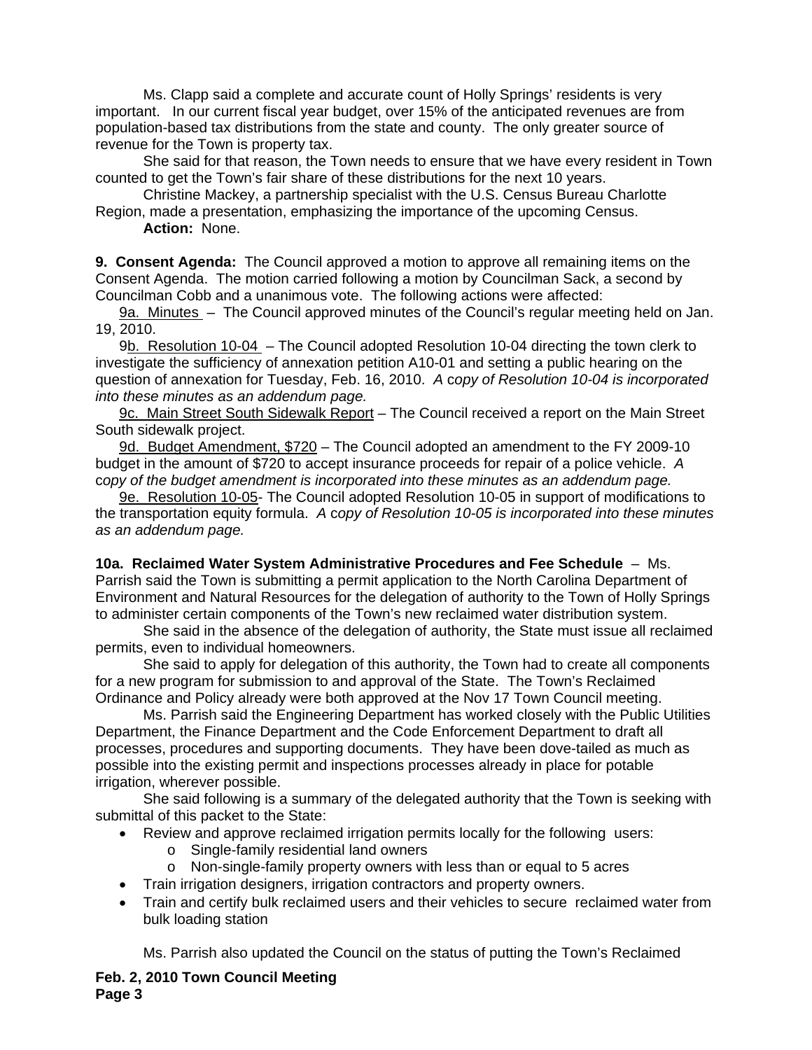Ms. Clapp said a complete and accurate count of Holly Springs' residents is very important. In our current fiscal year budget, over 15% of the anticipated revenues are from population-based tax distributions from the state and county. The only greater source of revenue for the Town is property tax.

She said for that reason, the Town needs to ensure that we have every resident in Town counted to get the Town's fair share of these distributions for the next 10 years.

Christine Mackey, a partnership specialist with the U.S. Census Bureau Charlotte Region, made a presentation, emphasizing the importance of the upcoming Census.

**Action:** None.

**9. Consent Agenda:** The Council approved a motion to approve all remaining items on the Consent Agenda. The motion carried following a motion by Councilman Sack, a second by Councilman Cobb and a unanimous vote. The following actions were affected:

9a. Minutes – The Council approved minutes of the Council's regular meeting held on Jan. 19, 2010.

9b. Resolution 10-04 – The Council adopted Resolution 10-04 directing the town clerk to investigate the sufficiency of annexation petition A10-01 and setting a public hearing on the question of annexation for Tuesday, Feb. 16, 2010. *A copy of Resolution 10-04 is incorporated into these minutes as an addendum page.*

9c. Main Street South Sidewalk Report – The Council received a report on the Main Street South sidewalk project.

9d. Budget Amendment, $720 – The Council adopted an amendment to the FY 2009-10 budget in the amount of $720 to accept insurance proceeds for repair of a police vehicle. *A copy of the budget amendment is incorporated into these minutes as an addendum page.*

9e. Resolution 10-05- The Council adopted Resolution 10-05 in support of modifications to the transportation equity formula. *A copy of Resolution 10-05 is incorporated into these minutes as an addendum page.*

**10a. Reclaimed Water System Administrative Procedures and Fee Schedule** – Ms. Parrish said the Town is submitting a permit application to the North Carolina Department of Environment and Natural Resources for the delegation of authority to the Town of Holly Springs to administer certain components of the Town's new reclaimed water distribution system.

She said in the absence of the delegation of authority, the State must issue all reclaimed permits, even to individual homeowners.

She said to apply for delegation of this authority, the Town had to create all components for a new program for submission to and approval of the State. The Town's Reclaimed Ordinance and Policy already were both approved at the Nov 17 Town Council meeting.

Ms. Parrish said the Engineering Department has worked closely with the Public Utilities Department, the Finance Department and the Code Enforcement Department to draft all processes, procedures and supporting documents. They have been dove-tailed as much as possible into the existing permit and inspections processes already in place for potable irrigation, wherever possible.

She said following is a summary of the delegated authority that the Town is seeking with submittal of this packet to the State:

- Review and approve reclaimed irrigation permits locally for the following users:
  - Single-family residential land owners
  - Non-single-family property owners with less than or equal to 5 acres
- Train irrigation designers, irrigation contractors and property owners.
- Train and certify bulk reclaimed users and their vehicles to secure reclaimed water from bulk loading station

Ms. Parrish also updated the Council on the status of putting the Town's Reclaimed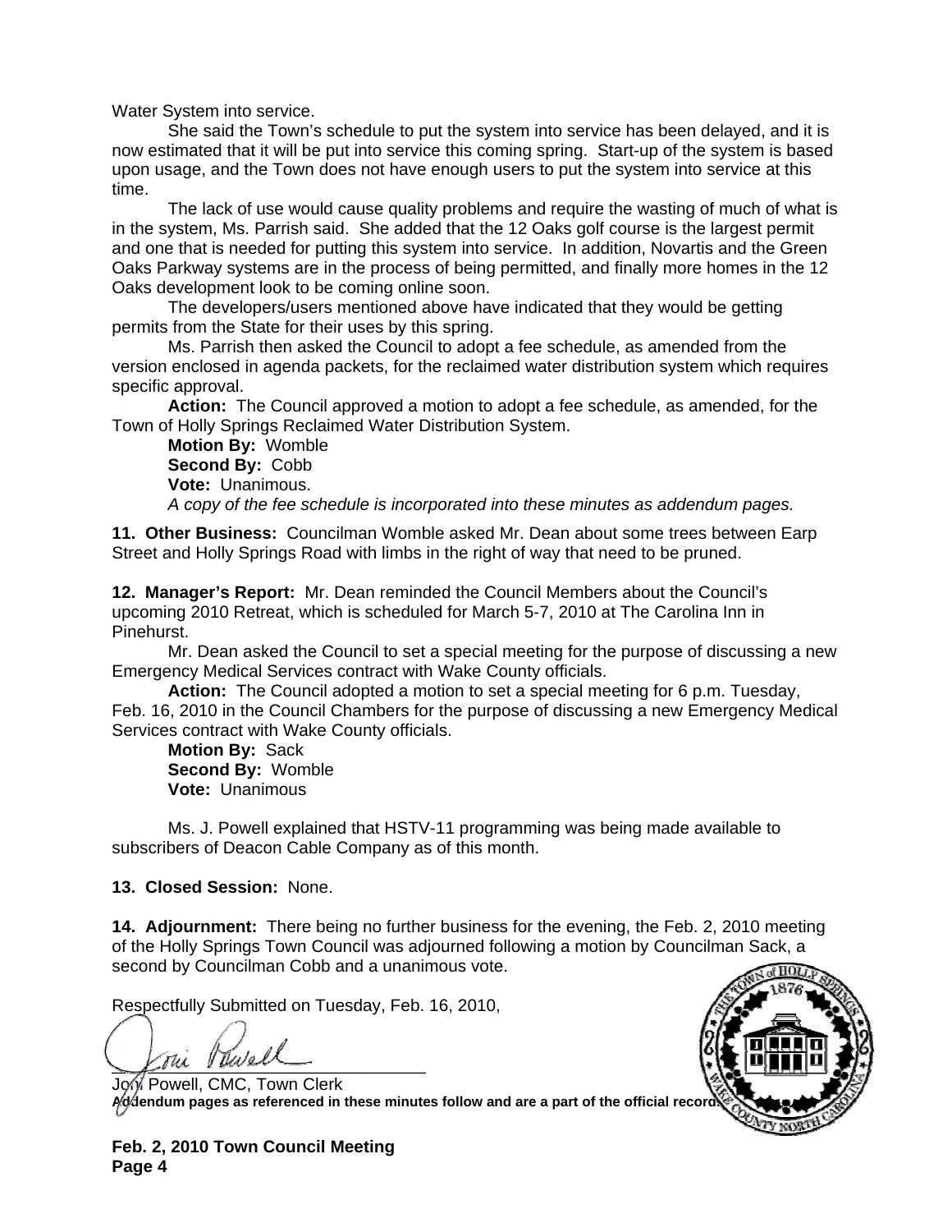Water System into service.

She said the Town's schedule to put the system into service has been delayed, and it is now estimated that it will be put into service this coming spring. Start-up of the system is based upon usage, and the Town does not have enough users to put the system into service at this time.

The lack of use would cause quality problems and require the wasting of much of what is in the system, Ms. Parrish said. She added that the 12 Oaks golf course is the largest permit and one that is needed for putting this system into service. In addition, Novartis and the Green Oaks Parkway systems are in the process of being permitted, and finally more homes in the 12 Oaks development look to be coming online soon.

The developers/users mentioned above have indicated that they would be getting permits from the State for their uses by this spring.

Ms. Parrish then asked the Council to adopt a fee schedule, as amended from the version enclosed in agenda packets, for the reclaimed water distribution system which requires specific approval.

**Action:** The Council approved a motion to adopt a fee schedule, as amended, for the Town of Holly Springs Reclaimed Water Distribution System.

**Motion By:** Womble
**Second By:** Cobb
**Vote:** Unanimous.
*A copy of the fee schedule is incorporated into these minutes as addendum pages.*

**11. Other Business:** Councilman Womble asked Mr. Dean about some trees between Earp Street and Holly Springs Road with limbs in the right of way that need to be pruned.

**12. Manager's Report:** Mr. Dean reminded the Council Members about the Council's upcoming 2010 Retreat, which is scheduled for March 5-7, 2010 at The Carolina Inn in Pinehurst.

Mr. Dean asked the Council to set a special meeting for the purpose of discussing a new Emergency Medical Services contract with Wake County officials.

**Action:** The Council adopted a motion to set a special meeting for 6 p.m. Tuesday, Feb. 16, 2010 in the Council Chambers for the purpose of discussing a new Emergency Medical Services contract with Wake County officials.

**Motion By:** Sack
**Second By:** Womble
**Vote:** Unanimous

Ms. J. Powell explained that HSTV-11 programming was being made available to subscribers of Deacon Cable Company as of this month.

**13. Closed Session:** None.

**14. Adjournment:** There being no further business for the evening, the Feb. 2, 2010 meeting of the Holly Springs Town Council was adjourned following a motion by Councilman Sack, a second by Councilman Cobb and a unanimous vote.

Respectfully Submitted on Tuesday, Feb. 16, 2010,

Joni Powell, CMC, Town Clerk

**Addendum pages as referenced in these minutes follow and are a part of the official record.**